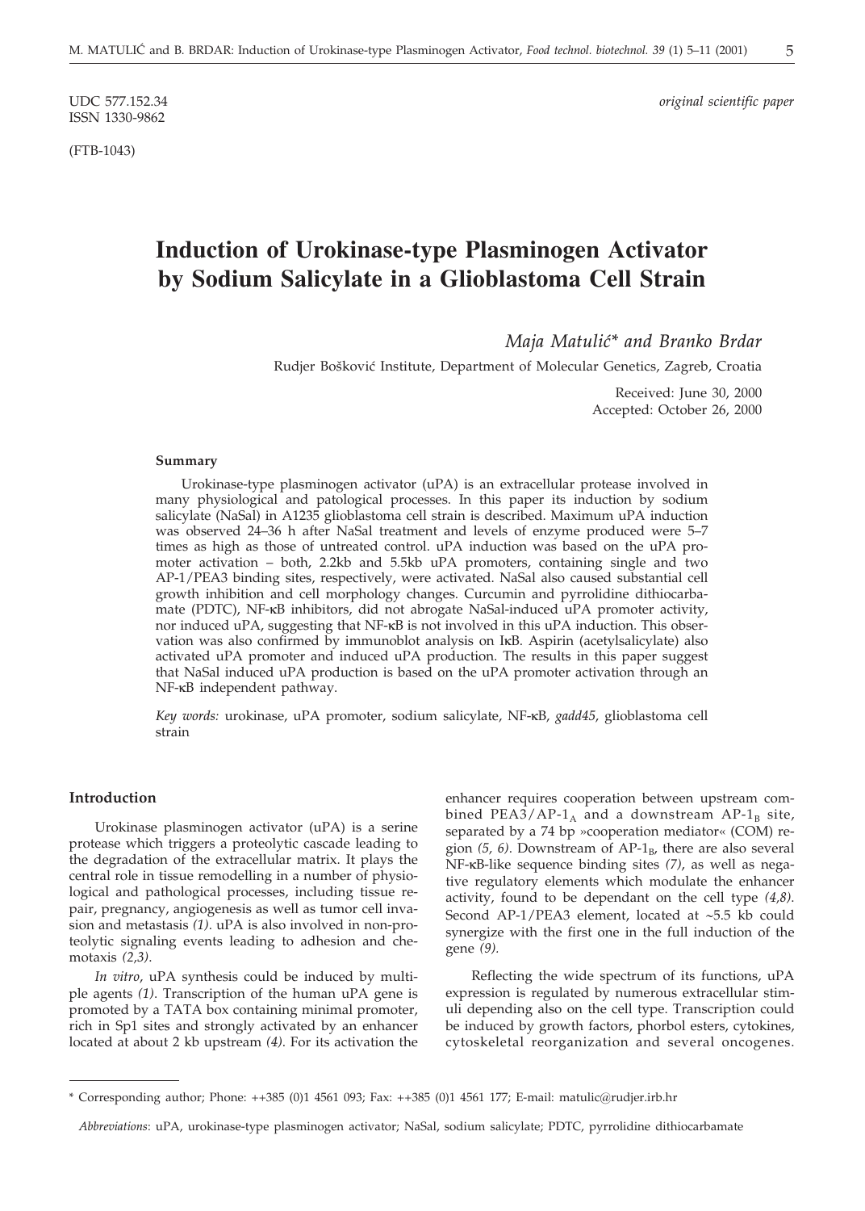UDC 577.152.34
ISSN 1330-9862

*original scientific paper*

(FTB-1043)

# Induction of Urokinase-type Plasminogen Activator by Sodium Salicylate in a Glioblastoma Cell Strain

*Maja Matulić\* and Branko Brdar*

Rudjer Bošković Institute, Department of Molecular Genetics, Zagreb, Croatia

Received: June 30, 2000
Accepted: October 26, 2000

#### Summary

Urokinase-type plasminogen activator (uPA) is an extracellular protease involved in many physiological and patological processes. In this paper its induction by sodium salicylate (NaSal) in A1235 glioblastoma cell strain is described. Maximum uPA induction was observed 24–36 h after NaSal treatment and levels of enzyme produced were 5–7 times as high as those of untreated control. uPA induction was based on the uPA promoter activation – both, 2.2kb and 5.5kb uPA promoters, containing single and two AP-1/PEA3 binding sites, respectively, were activated. NaSal also caused substantial cell growth inhibition and cell morphology changes. Curcumin and pyrrolidine dithiocarbamate (PDTC), NF-κB inhibitors, did not abrogate NaSal-induced uPA promoter activity, nor induced uPA, suggesting that NF-κB is not involved in this uPA induction. This observation was also confirmed by immunoblot analysis on IκB. Aspirin (acetylsalicylate) also activated uPA promoter and induced uPA production. The results in this paper suggest that NaSal induced uPA production is based on the uPA promoter activation through an NF-κB independent pathway.

*Key words:* urokinase, uPA promoter, sodium salicylate, NF-κB, *gadd45*, glioblastoma cell strain

## Introduction

Urokinase plasminogen activator (uPA) is a serine protease which triggers a proteolytic cascade leading to the degradation of the extracellular matrix. It plays the central role in tissue remodelling in a number of physiological and pathological processes, including tissue repair, pregnancy, angiogenesis as well as tumor cell invasion and metastasis *(1)*. uPA is also involved in non-proteolytic signaling events leading to adhesion and chemotaxis *(2,3)*.

*In vitro*, uPA synthesis could be induced by multiple agents *(1)*. Transcription of the human uPA gene is promoted by a TATA box containing minimal promoter, rich in Sp1 sites and strongly activated by an enhancer located at about 2 kb upstream *(4)*. For its activation the enhancer requires cooperation between upstream combined PEA3/AP-$1_A$ and a downstream AP-$1_B$ site, separated by a 74 bp »cooperation mediator« (COM) region *(5, 6)*. Downstream of AP-$1_B$, there are also several NF-κB-like sequence binding sites *(7)*, as well as negative regulatory elements which modulate the enhancer activity, found to be dependant on the cell type *(4,8)*. Second AP-1/PEA3 element, located at ~5.5 kb could synergize with the first one in the full induction of the gene *(9)*.

Reflecting the wide spectrum of its functions, uPA expression is regulated by numerous extracellular stimuli depending also on the cell type. Transcription could be induced by growth factors, phorbol esters, cytokines, cytoskeletal reorganization and several oncogenes.

---

\* Corresponding author; Phone: ++385 (0)1 4561 093; Fax: ++385 (0)1 4561 177; E-mail: matulic@rudjer.irb.hr

*Abbreviations*: uPA, urokinase-type plasminogen activator; NaSal, sodium salicylate; PDTC, pyrrolidine dithiocarbamate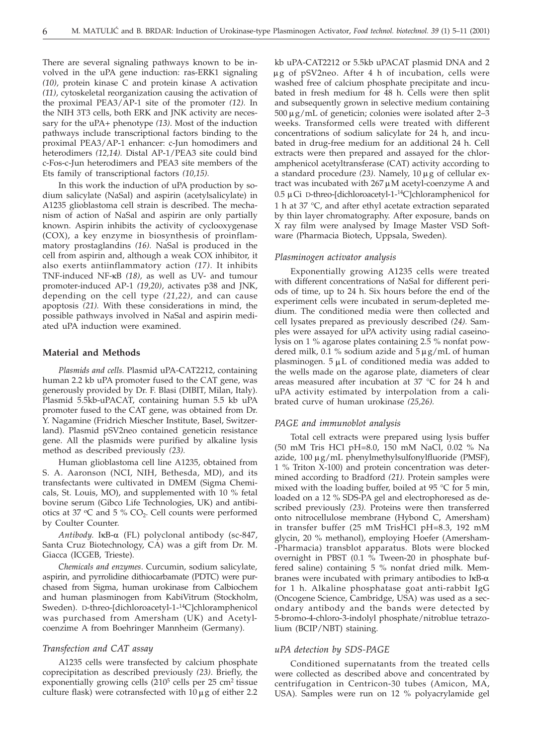There are several signaling pathways known to be involved in the uPA gene induction: ras-ERK1 signaling *(10)*, protein kinase C and protein kinase A activation *(11)*, cytoskeletal reorganization causing the activation of the proximal PEA3/AP-1 site of the promoter *(12)*. In the NIH 3T3 cells, both ERK and JNK activity are necessary for the uPA+ phenotype *(13)*. Most of the induction pathways include transcriptional factors binding to the proximal PEA3/AP-1 enhancer: c-Jun homodimers and heterodimers *(12,14)*. Distal AP-1/PEA3 site could bind c-Fos-c-Jun heterodimers and PEA3 site members of the Ets family of transcriptional factors *(10,15)*.

In this work the induction of uPA production by sodium salicylate (NaSal) and aspirin (acetylsalicylate) in A1235 glioblastoma cell strain is described. The mechanism of action of NaSal and aspirin are only partially known. Aspirin inhibits the activity of cyclooxygenase (COX), a key enzyme in biosynthesis of proinflammatory prostaglandins *(16)*. NaSal is produced in the cell from aspirin and, although a weak COX inhibitor, it also exerts antiinflammatory action *(17)*. It inhibits TNF-induced NF-κB *(18)*, as well as UV- and tumour promoter-induced AP-1 *(19,20)*, activates p38 and JNK, depending on the cell type *(21,22)*, and can cause apoptosis *(21)*. With these considerations in mind, the possible pathways involved in NaSal and aspirin mediated uPA induction were examined.

## Material and Methods

*Plasmids and cells.* Plasmid uPA-CAT2212, containing human 2.2 kb uPA promoter fused to the CAT gene, was generously provided by Dr. F. Blasi (DIBIT, Milan, Italy). Plasmid 5.5kb-uPACAT, containing human 5.5 kb uPA promoter fused to the CAT gene, was obtained from Dr. Y. Nagamine (Fridrich Miescher Institute, Basel, Switzerland). Plasmid pSV2neo contained geneticin resistance gene. All the plasmids were purified by alkaline lysis method as described previously *(23)*.

Human glioblastoma cell line A1235, obtained from S. A. Aaronson (NCI, NIH, Bethesda, MD), and its transfectants were cultivated in DMEM (Sigma Chemicals, St. Louis, MO), and supplemented with 10 % fetal bovine serum (Gibco Life Technologies, UK) and antibiotics at 37 °C and 5 % $CO_2$. Cell counts were performed by Coulter Counter.

*Antibody.* IκB-α (FL) polyclonal antibody (sc-847, Santa Cruz Biotechnology, CA) was a gift from Dr. M. Giacca (ICGEB, Trieste).

*Chemicals and enzymes.* Curcumin, sodium salicylate, aspirin, and pyrrolidine dithiocarbamate (PDTC) were purchased from Sigma, human urokinase from Calbiochem and human plasminogen from KabiVitrum (Stockholm, Sweden). D-threo-[dichloroacetyl-1-$^{14}$C]chloramphenicol was purchased from Amersham (UK) and Acetylcoenzime A from Boehringer Mannheim (Germany).

### Transfection and CAT assay

A1235 cells were transfected by calcium phosphate coprecipitation as described previously *(23)*. Briefly, the exponentially growing cells ($2 \cdot 10^5$ cells per 25 $cm^2$ tissue culture flask) were cotransfected with 10 μg of either 2.2 kb uPA-CAT2212 or 5.5kb uPACAT plasmid DNA and 2 μg of pSV2neo. After 4 h of incubation, cells were washed free of calcium phosphate precipitate and incubated in fresh medium for 48 h. Cells were then split and subsequently grown in selective medium containing 500 μg/mL of geneticin; colonies were isolated after 2–3 weeks. Transformed cells were treated with different concentrations of sodium salicylate for 24 h, and incubated in drug-free medium for an additional 24 h. Cell extracts were then prepared and assayed for the chloramphenicol acetyltransferase (CAT) activity according to a standard procedure *(23)*. Namely, 10 μg of cellular extract was incubated with 267 μM acetyl-coenzyme A and 0.5 μCi D-threo-[dichloroacetyl-1-$^{14}$C]chloramphenicol for 1 h at 37 °C, and after ethyl acetate extraction separated by thin layer chromatography. After exposure, bands on X ray film were analysed by Image Master VSD Software (Pharmacia Biotech, Uppsala, Sweden).

### Plasminogen activator analysis

Exponentially growing A1235 cells were treated with different concentrations of NaSal for different periods of time, up to 24 h. Six hours before the end of the experiment cells were incubated in serum-depleted medium. The conditioned media were then collected and cell lysates prepared as previously described *(24)*. Samples were assayed for uPA activity using radial caseinolysis on 1 % agarose plates containing 2.5 % nonfat powdered milk, 0.1 % sodium azide and 5 μg/mL of human plasminogen. 5 μL of conditioned media was added to the wells made on the agarose plate, diameters of clear areas measured after incubation at 37 °C for 24 h and uPA activity estimated by interpolation from a calibrated curve of human urokinase *(25,26)*.

### PAGE and immunoblot analysis

Total cell extracts were prepared using lysis buffer (50 mM Tris HCl pH=8.0, 150 mM NaCl, 0.02 % Na azide, 100 μg/mL phenylmethylsulfonylfluoride (PMSF), 1 % Triton X-100) and protein concentration was determined according to Bradford *(21)*. Protein samples were mixed with the loading buffer, boiled at 95 °C for 5 min, loaded on a 12 % SDS-PA gel and electrophoresed as described previously *(23)*. Proteins were then transferred onto nitrocellulose membrane (Hybond C, Amersham) in transfer buffer (25 mM TrisHCl pH=8.3, 192 mM glycin, 20 % methanol), employing Hoefer (Amersham-Pharmacia) transblot apparatus. Blots were blocked overnight in PBST (0.1 % Tween-20 in phosphate buffered saline) containing 5 % nonfat dried milk. Membranes were incubated with primary antibodies to IκB-α for 1 h. Alkaline phosphatase goat anti-rabbit IgG (Oncogene Science, Cambridge, USA) was used as a secondary antibody and the bands were detected by 5-bromo-4-chloro-3-indolyl phosphate/nitroblue tetrazolium (BCIP/NBT) staining.

### uPA detection by SDS-PAGE

Conditioned supernatants from the treated cells were collected as described above and concentrated by centrifugation in Centricon-30 tubes (Amicon, MA, USA). Samples were run on 12 % polyacrylamide gel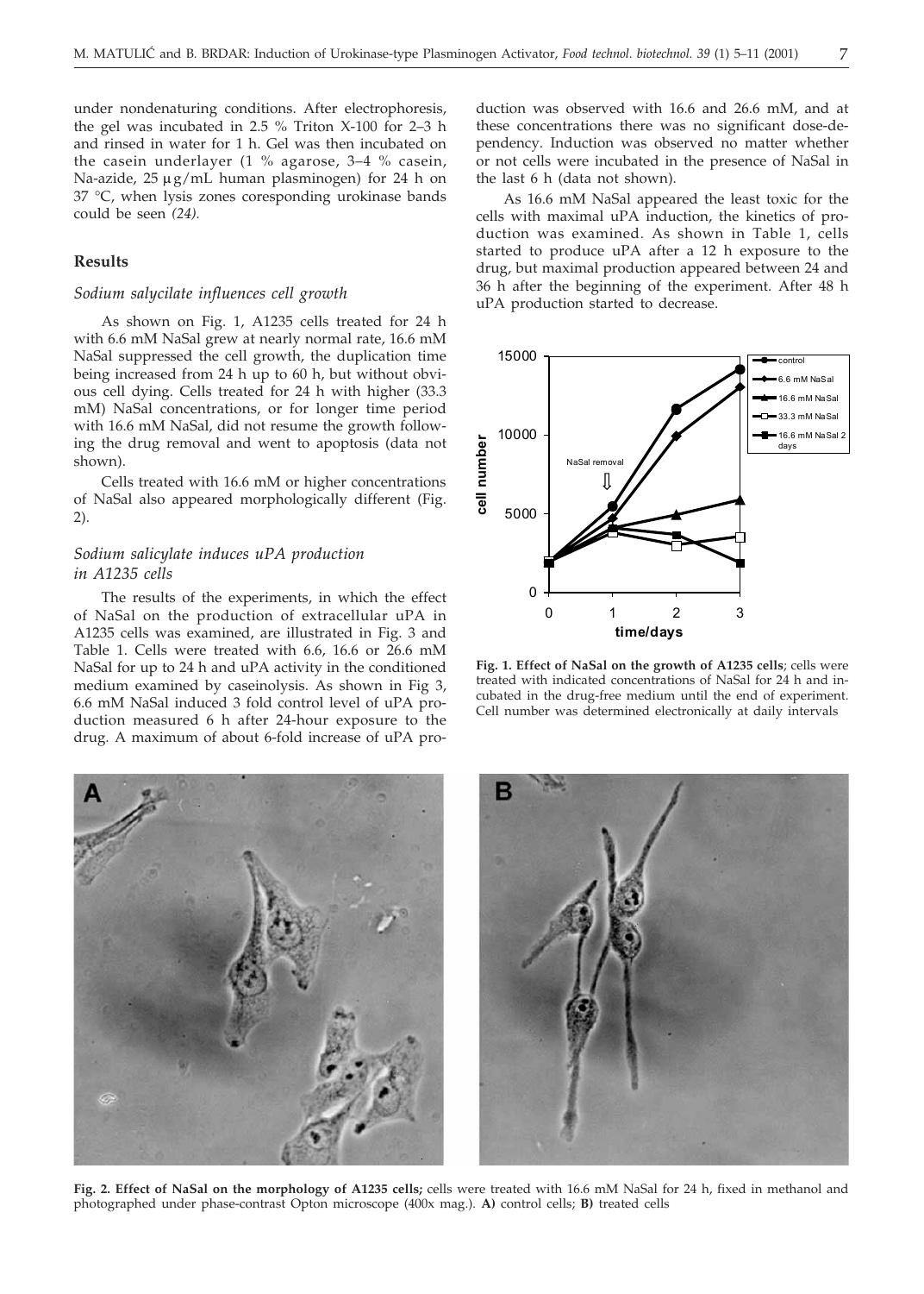under nondenaturing conditions. After electrophoresis, the gel was incubated in 2.5 % Triton X-100 for 2–3 h and rinsed in water for 1 h. Gel was then incubated on the casein underlayer (1 % agarose, 3–4 % casein, Na-azide, 25 μg/mL human plasminogen) for 24 h on 37 °C, when lysis zones coresponding urokinase bands could be seen *(24).*

## Results

### *Sodium salicylate influences cell growth*

As shown on Fig. 1, A1235 cells treated for 24 h with 6.6 mM NaSal grew at nearly normal rate, 16.6 mM NaSal suppressed the cell growth, the duplication time being increased from 24 h up to 60 h, but without obvious cell dying. Cells treated for 24 h with higher (33.3 mM) NaSal concentrations, or for longer time period with 16.6 mM NaSal, did not resume the growth following the drug removal and went to apoptosis (data not shown).

Cells treated with 16.6 mM or higher concentrations of NaSal also appeared morphologically different (Fig. 2).

### *Sodium salicylate induces uPA production in A1235 cells*

The results of the experiments, in which the effect of NaSal on the production of extracellular uPA in A1235 cells was examined, are illustrated in Fig. 3 and Table 1. Cells were treated with 6.6, 16.6 or 26.6 mM NaSal for up to 24 h and uPA activity in the conditioned medium examined by caseinolysis. As shown in Fig 3, 6.6 mM NaSal induced 3 fold control level of uPA production measured 6 h after 24-hour exposure to the drug. A maximum of about 6-fold increase of uPA production was observed with 16.6 and 26.6 mM, and at these concentrations there was no significant dose-dependency. Induction was observed no matter whether or not cells were incubated in the presence of NaSal in the last 6 h (data not shown).

As 16.6 mM NaSal appeared the least toxic for the cells with maximal uPA induction, the kinetics of production was examined. As shown in Table 1, cells started to produce uPA after a 12 h exposure to the drug, but maximal production appeared between 24 and 36 h after the beginning of the experiment. After 48 h uPA production started to decrease.

**Fig. 1. Effect of NaSal on the growth of A1235 cells**; cells were treated with indicated concentrations of NaSal for 24 h and incubated in the drug-free medium until the end of experiment. Cell number was determined electronically at daily intervals

**Fig. 2. Effect of NaSal on the morphology of A1235 cells;** cells were treated with 16.6 mM NaSal for 24 h, fixed in methanol and photographed under phase-contrast Opton microscope (400x mag.). **A)** control cells; **B)** treated cells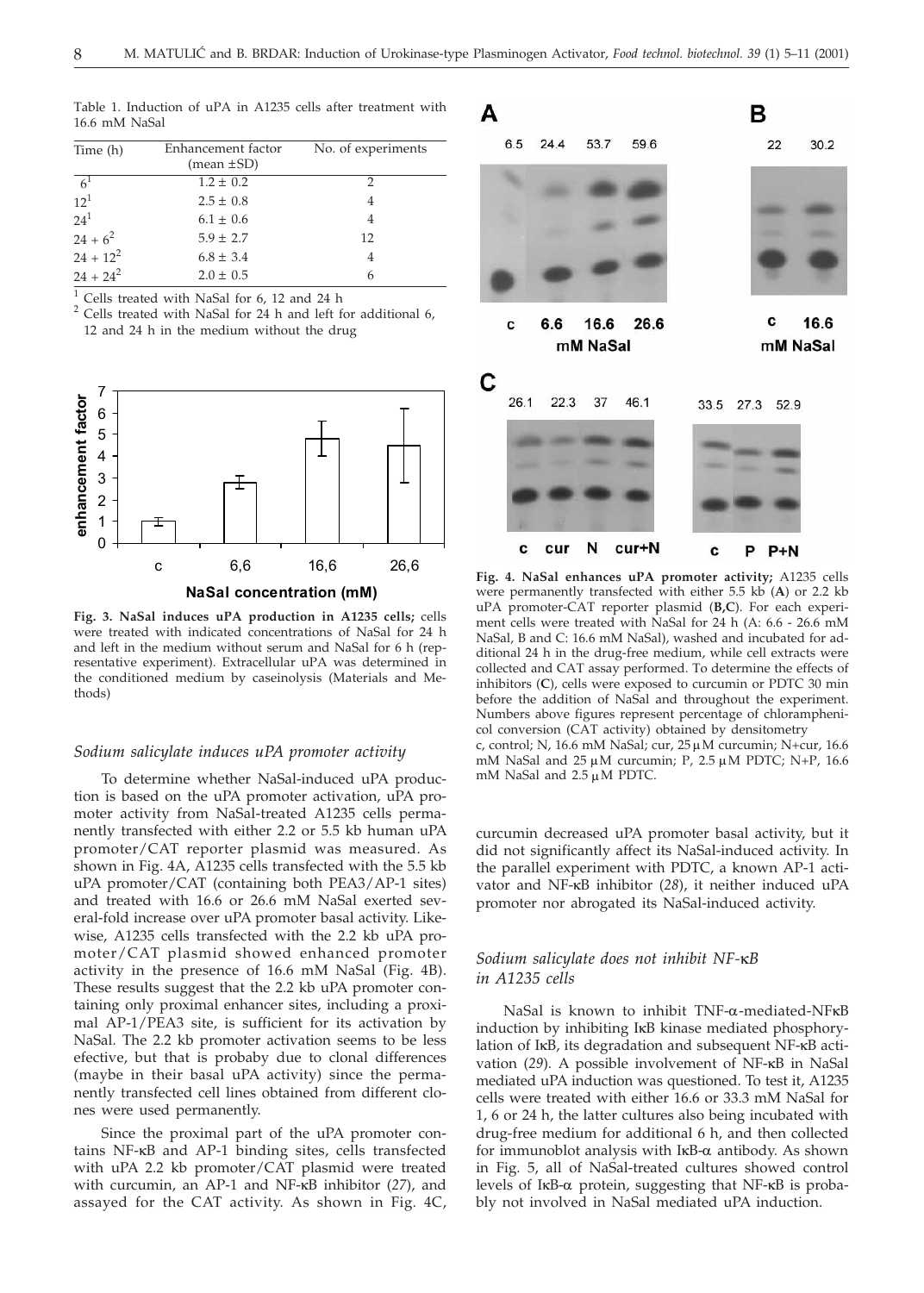Table 1. Induction of uPA in A1235 cells after treatment with 16.6 mM NaSal

| Time (h) | Enhancement factor (mean ±SD) | No. of experiments |
|---|---|---|
| 6[1] | 1.2 ± 0.2 | 2 |
| 12[1] | 2.5 ± 0.8 | 4 |
| 24[1] | 6.1 ± 0.6 | 4 |
| 24 + 6[2] | 5.9 ± 2.7 | 12 |
| 24 + 12[2] | 6.8 ± 3.4 | 4 |
| 24 + 24[2] | 2.0 ± 0.5 | 6 |

[1] Cells treated with NaSal for 6, 12 and 24 h
[2] Cells treated with NaSal for 24 h and left for additional 6, 12 and 24 h in the medium without the drug

**Fig. 3. NaSal induces uPA production in A1235 cells;** cells were treated with indicated concentrations of NaSal for 24 h and left in the medium without serum and NaSal for 6 h (representative experiment). Extracellular uPA was determined in the conditioned medium by caseinolysis (Materials and Methods)

**Fig. 4. NaSal enhances uPA promoter activity;** A1235 cells were permanently transfected with either 5.5 kb (**A**) or 2.2 kb uPA promoter-CAT reporter plasmid (**B,C**). For each experiment cells were treated with NaSal for 24 h (A: 6.6 - 26.6 mM NaSal, B and C: 16.6 mM NaSal), washed and incubated for additional 24 h in the drug-free medium, while cell extracts were collected and CAT assay performed. To determine the effects of inhibitors (**C**), cells were exposed to curcumin or PDTC 30 min before the addition of NaSal and throughout the experiment. Numbers above figures represent percentage of chloramphenicol conversion (CAT activity) obtained by densitometry
c, control; N, 16.6 mM NaSal; cur, 25 μM curcumin; N+cur, 16.6 mM NaSal and 25 μM curcumin; P, 2.5 μM PDTC; N+P, 16.6 mM NaSal and 2.5 μM PDTC.

### *Sodium salicylate induces uPA promoter activity*

To determine whether NaSal-induced uPA production is based on the uPA promoter activation, uPA promoter activity from NaSal-treated A1235 cells permanently transfected with either 2.2 or 5.5 kb human uPA promoter/CAT reporter plasmid was measured. As shown in Fig. 4A, A1235 cells transfected with the 5.5 kb uPA promoter/CAT (containing both PEA3/AP-1 sites) and treated with 16.6 or 26.6 mM NaSal exerted several-fold increase over uPA promoter basal activity. Likewise, A1235 cells transfected with the 2.2 kb uPA promoter/CAT plasmid showed enhanced promoter activity in the presence of 16.6 mM NaSal (Fig. 4B). These results suggest that the 2.2 kb uPA promoter containing only proximal enhancer sites, including a proximal AP-1/PEA3 site, is sufficient for its activation by NaSal. The 2.2 kb promoter activation seems to be less efective, but that is probaby due to clonal differences (maybe in their basal uPA activity) since the permanently transfected cell lines obtained from different clones were used permanently.

Since the proximal part of the uPA promoter contains NF-κB and AP-1 binding sites, cells transfected with uPA 2.2 kb promoter/CAT plasmid were treated with curcumin, an AP-1 and NF-κB inhibitor (*27*), and assayed for the CAT activity. As shown in Fig. 4C, curcumin decreased uPA promoter basal activity, but it did not significantly affect its NaSal-induced activity. In the parallel experiment with PDTC, a known AP-1 activator and NF-κB inhibitor (*28*), it neither induced uPA promoter nor abrogated its NaSal-induced activity.

### *Sodium salicylate does not inhibit NF-κB in A1235 cells*

NaSal is known to inhibit TNF-α-mediated-NFκB induction by inhibiting IκB kinase mediated phosphorylation of IκB, its degradation and subsequent NF-κB activation (*29*). A possible involvement of NF-κB in NaSal mediated uPA induction was questioned. To test it, A1235 cells were treated with either 16.6 or 33.3 mM NaSal for 1, 6 or 24 h, the latter cultures also being incubated with drug-free medium for additional 6 h, and then collected for immunoblot analysis with IκB-α antibody. As shown in Fig. 5, all of NaSal-treated cultures showed control levels of IκB-α protein, suggesting that NF-κB is probably not involved in NaSal mediated uPA induction.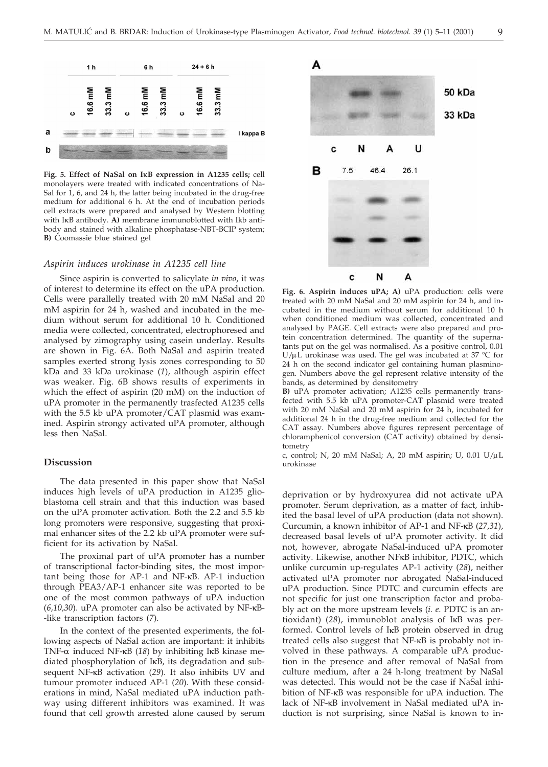**Fig. 5. Effect of NaSal on IκB expression in A1235 cells;** cell monolayers were treated with indicated concentrations of NaSal for 1, 6, and 24 h, the latter being incubated in the drug-free medium for additional 6 h. At the end of incubation periods cell extracts were prepared and analysed by Western blotting with IκB antibody. **A)** membrane immunoblotted with Ikb antibody and stained with alkaline phosphatase-NBT-BCIP system; **B)** Coomassie blue stained gel

### *Aspirin induces urokinase in A1235 cell line*

Since aspirin is converted to salicylate *in vivo*, it was of interest to determine its effect on the uPA production. Cells were parallelly treated with 20 mM NaSal and 20 mM aspirin for 24 h, washed and incubated in the medium without serum for additional 10 h. Conditioned media were collected, concentrated, electrophoresed and analysed by zimography using casein underlay. Results are shown in Fig. 6A. Both NaSal and aspirin treated samples exerted strong lysis zones corresponding to 50 kDa and 33 kDa urokinase (*1*), although aspirin effect was weaker. Fig. 6B shows results of experiments in which the effect of aspirin (20 mM) on the induction of uPA promoter in the permanently trasfected A1235 cells with the 5.5 kb uPA promoter/CAT plasmid was examined. Aspirin strongy activated uPA promoter, although less then NaSal.

**Fig. 6. Aspirin induces uPA; A)** uPA production: cells were treated with 20 mM NaSal and 20 mM aspirin for 24 h, and incubated in the medium without serum for additional 10 h when conditioned medium was collected, concentrated and analysed by PAGE. Cell extracts were also prepared and protein concentration determined. The quantity of the supernatants put on the gel was normalised. As a positive control, 0.01 U/μL urokinase was used. The gel was incubated at 37 °C for 24 h on the second indicator gel containing human plasminogen. Numbers above the gel represent relative intensity of the bands, as determined by densitometry

**B)** uPA promoter activation; A1235 cells permanently transfected with 5.5 kb uPA promoter-CAT plasmid were treated with 20 mM NaSal and 20 mM aspirin for 24 h, incubated for additional 24 h in the drug-free medium and collected for the CAT assay. Numbers above figures represent percentage of chloramphenicol conversion (CAT activity) obtained by densitometry

c, control; N, 20 mM NaSal; A, 20 mM aspirin; U, 0.01 U/μL urokinase

## Discussion

The data presented in this paper show that NaSal induces high levels of uPA production in A1235 glioblastoma cell strain and that this induction was based on the uPA promoter activation. Both the 2.2 and 5.5 kb long promoters were responsive, suggesting that proximal enhancer sites of the 2.2 kb uPA promoter were sufficient for its activation by NaSal.

The proximal part of uPA promoter has a number of transcriptional factor-binding sites, the most important being those for AP-1 and NF-κB. AP-1 induction through PEA3/AP-1 enhancer site was reported to be one of the most common pathways of uPA induction (*6,10,30*). uPA promoter can also be activated by NF-κB-like transcription factors (*7*).

In the context of the presented experiments, the following aspects of NaSal action are important: it inhibits TNF-α induced NF-κB (*18*) by inhibiting IκB kinase mediated phosphorylation of IκB, its degradation and subsequent NF-κB activation (*29*). It also inhibits UV and tumour promoter induced AP-1 (*20*). With these considerations in mind, NaSal mediated uPA induction pathway using different inhibitors was examined. It was found that cell growth arrested alone caused by serum deprivation or by hydroxyurea did not activate uPA promoter. Serum deprivation, as a matter of fact, inhibited the basal level of uPA production (data not shown). Curcumin, a known inhibitor of AP-1 and NF-κB (*27,31*), decreased basal levels of uPA promoter activity. It did not, however, abrogate NaSal-induced uPA promoter activity. Likewise, another NFκB inhibitor, PDTC, which unlike curcumin up-regulates AP-1 activity (*28*), neither activated uPA promoter nor abrogated NaSal-induced uPA production. Since PDTC and curcumin effects are not specific for just one transcription factor and probably act on the more upstream levels (*i. e.* PDTC is an antioxidant) (*28*), immunoblot analysis of IκB was performed. Control levels of IκB protein observed in drug treated cells also suggest that NF-κB is probably not involved in these pathways. A comparable uPA production in the presence and after removal of NaSal from culture medium, after a 24 h-long treatment by NaSal was detected. This would not be the case if NaSal inhibition of NF-κB was responsible for uPA induction. The lack of NF-κB involvement in NaSal mediated uPA induction is not surprising, since NaSal is known to in-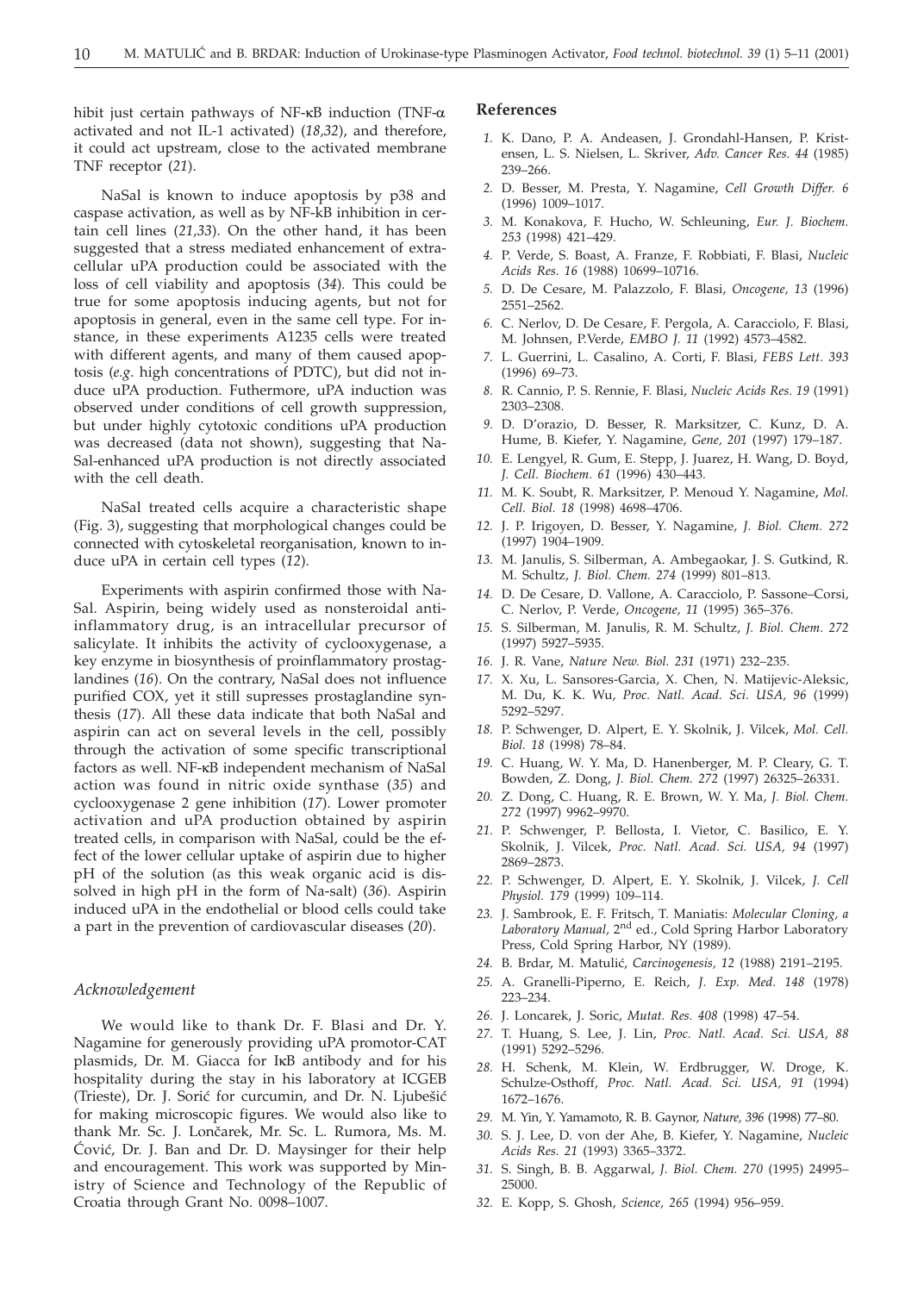hibit just certain pathways of NF-κB induction (TNF-α activated and not IL-1 activated) (*18,32*), and therefore, it could act upstream, close to the activated membrane TNF receptor (*21*).

NaSal is known to induce apoptosis by p38 and caspase activation, as well as by NF-kB inhibition in certain cell lines (*21,33*). On the other hand, it has been suggested that a stress mediated enhancement of extracellular uPA production could be associated with the loss of cell viability and apoptosis (*34*). This could be true for some apoptosis inducing agents, but not for apoptosis in general, even in the same cell type. For instance, in these experiments A1235 cells were treated with different agents, and many of them caused apoptosis (*e.g.* high concentrations of PDTC), but did not induce uPA production. Futhermore, uPA induction was observed under conditions of cell growth suppression, but under highly cytotoxic conditions uPA production was decreased (data not shown), suggesting that NaSal-enhanced uPA production is not directly associated with the cell death.

NaSal treated cells acquire a characteristic shape (Fig. 3), suggesting that morphological changes could be connected with cytoskeletal reorganisation, known to induce uPA in certain cell types (*12*).

Experiments with aspirin confirmed those with NaSal. Aspirin, being widely used as nonsteroidal antiinflammatory drug, is an intracellular precursor of salicylate. It inhibits the activity of cyclooxygenase, a key enzyme in biosynthesis of proinflammatory prostaglandines (*16*). On the contrary, NaSal does not influence purified COX, yet it still supresses prostaglandine synthesis (*17*). All these data indicate that both NaSal and aspirin can act on several levels in the cell, possibly through the activation of some specific transcriptional factors as well. NF-κB independent mechanism of NaSal action was found in nitric oxide synthase (*35*) and cyclooxygenase 2 gene inhibition (*17*). Lower promoter activation and uPA production obtained by aspirin treated cells, in comparison with NaSal, could be the effect of the lower cellular uptake of aspirin due to higher pH of the solution (as this weak organic acid is dissolved in high pH in the form of Na-salt) (*36*). Aspirin induced uPA in the endothelial or blood cells could take a part in the prevention of cardiovascular diseases (*20*).

### *Acknowledgement*

We would like to thank Dr. F. Blasi and Dr. Y. Nagamine for generously providing uPA promotor-CAT plasmids, Dr. M. Giacca for IκB antibody and for his hospitality during the stay in his laboratory at ICGEB (Trieste), Dr. J. Sorić for curcumin, and Dr. N. Ljubešić for making microscopic figures. We would also like to thank Mr. Sc. J. Lončarek, Mr. Sc. L. Rumora, Ms. M. Ćović, Dr. J. Ban and Dr. D. Maysinger for their help and encouragement. This work was supported by Ministry of Science and Technology of the Republic of Croatia through Grant No. 0098–1007.

## References

1. K. Dano, P. A. Andeasen, J. Grondahl-Hansen, P. Kristensen, L. S. Nielsen, L. Skriver, *Adv. Cancer Res. 44* (1985) 239–266.
2. D. Besser, M. Presta, Y. Nagamine, *Cell Growth Differ. 6* (1996) 1009–1017.
3. M. Konakova, F. Hucho, W. Schleuning, *Eur. J. Biochem. 253* (1998) 421–429.
4. P. Verde, S. Boast, A. Franze, F. Robbiati, F. Blasi, *Nucleic Acids Res. 16* (1988) 10699–10716.
5. D. De Cesare, M. Palazzolo, F. Blasi, *Oncogene, 13* (1996) 2551–2562.
6. C. Nerlov, D. De Cesare, F. Pergola, A. Caracciolo, F. Blasi, M. Johnsen, P.Verde, *EMBO J. 11* (1992) 4573–4582.
7. L. Guerrini, L. Casalino, A. Corti, F. Blasi, *FEBS Lett. 393* (1996) 69–73.
8. R. Cannio, P. S. Rennie, F. Blasi, *Nucleic Acids Res. 19* (1991) 2303–2308.
9. D. D'orazio, D. Besser, R. Marksitzer, C. Kunz, D. A. Hume, B. Kiefer, Y. Nagamine, *Gene, 201* (1997) 179–187.
10. E. Lengyel, R. Gum, E. Stepp, J. Juarez, H. Wang, D. Boyd, *J. Cell. Biochem. 61* (1996) 430–443.
11. M. K. Soubt, R. Marksitzer, P. Menoud Y. Nagamine, *Mol. Cell. Biol. 18* (1998) 4698–4706.
12. J. P. Irigoyen, D. Besser, Y. Nagamine, *J. Biol. Chem. 272* (1997) 1904–1909.
13. M. Janulis, S. Silberman, A. Ambegaokar, J. S. Gutkind, R. M. Schultz, *J. Biol. Chem. 274* (1999) 801–813.
14. D. De Cesare, D. Vallone, A. Caracciolo, P. Sassone–Corsi, C. Nerlov, P. Verde, *Oncogene, 11* (1995) 365–376.
15. S. Silberman, M. Janulis, R. M. Schultz, *J. Biol. Chem. 272* (1997) 5927–5935.
16. J. R. Vane, *Nature New. Biol. 231* (1971) 232–235.
17. X. Xu, L. Sansores-Garcia, X. Chen, N. Matijevic-Aleksic, M. Du, K. K. Wu, *Proc. Natl. Acad. Sci. USA, 96* (1999) 5292–5297.
18. P. Schwenger, D. Alpert, E. Y. Skolnik, J. Vilcek, *Mol. Cell. Biol. 18* (1998) 78–84.
19. C. Huang, W. Y. Ma, D. Hanenberger, M. P. Cleary, G. T. Bowden, Z. Dong, *J. Biol. Chem. 272* (1997) 26325–26331.
20. Z. Dong, C. Huang, R. E. Brown, W. Y. Ma, *J. Biol. Chem. 272* (1997) 9962–9970.
21. P. Schwenger, P. Bellosta, I. Vietor, C. Basilico, E. Y. Skolnik, J. Vilcek, *Proc. Natl. Acad. Sci. USA, 94* (1997) 2869–2873.
22. P. Schwenger, D. Alpert, E. Y. Skolnik, J. Vilcek, *J. Cell Physiol. 179* (1999) 109–114.
23. J. Sambrook, E. F. Fritsch, T. Maniatis: *Molecular Cloning, a Laboratory Manual,* 2nd ed., Cold Spring Harbor Laboratory Press, Cold Spring Harbor, NY (1989).
24. B. Brdar, M. Matulić, *Carcinogenesis, 12* (1988) 2191–2195.
25. A. Granelli-Piperno, E. Reich, *J. Exp. Med. 148* (1978) 223–234.
26. J. Loncarek, J. Soric, *Mutat. Res. 408* (1998) 47–54.
27. T. Huang, S. Lee, J. Lin, *Proc. Natl. Acad. Sci. USA, 88* (1991) 5292–5296.
28. H. Schenk, M. Klein, W. Erdbrugger, W. Droge, K. Schulze-Osthoff, *Proc. Natl. Acad. Sci. USA, 91* (1994) 1672–1676.
29. M. Yin, Y. Yamamoto, R. B. Gaynor, *Nature, 396* (1998) 77–80.
30. S. J. Lee, D. von der Ahe, B. Kiefer, Y. Nagamine, *Nucleic Acids Res. 21* (1993) 3365–3372.
31. S. Singh, B. B. Aggarwal, *J. Biol. Chem. 270* (1995) 24995–25000.
32. E. Kopp, S. Ghosh, *Science, 265* (1994) 956–959.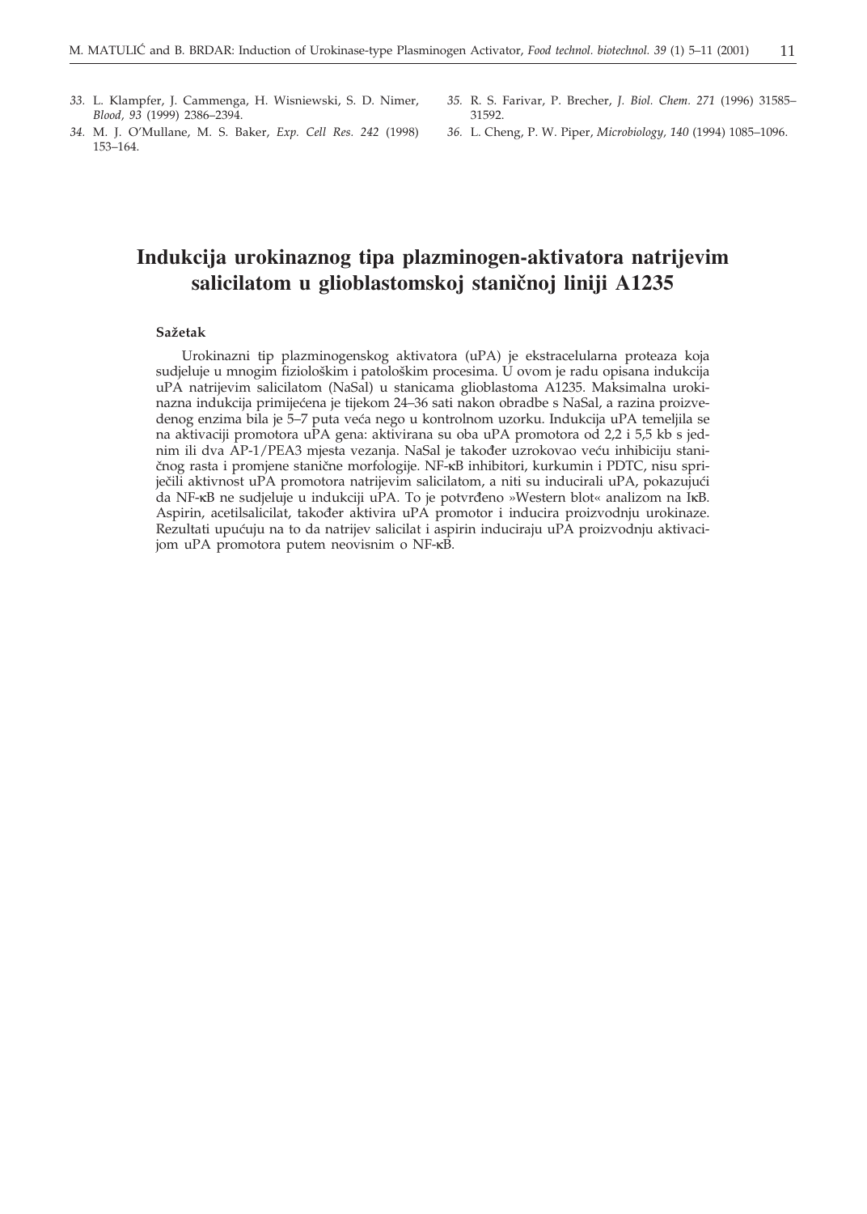33. L. Klampfer, J. Cammenga, H. Wisniewski, S. D. Nimer, *Blood, 93* (1999) 2386–2394.

34. M. J. O'Mullane, M. S. Baker, *Exp. Cell Res. 242* (1998) 153–164.

35. R. S. Farivar, P. Brecher, *J. Biol. Chem. 271* (1996) 31585–31592.

36. L. Cheng, P. W. Piper, *Microbiology, 140* (1994) 1085–1096.

# Indukcija urokinaznog tipa plazminogen-aktivatora natrijevim salicilatom u glioblastomskoj staničnoj liniji A1235

#### Sažetak

Urokinazni tip plazminogenskog aktivatora (uPA) je ekstracelularna proteaza koja sudjeluje u mnogim fiziološkim i patološkim procesima. U ovom je radu opisana indukcija uPA natrijevim salicilatom (NaSal) u stanicama glioblastoma A1235. Maksimalna urokinazna indukcija primijećena je tijekom 24–36 sati nakon obradbe s NaSal, a razina proizvedenog enzima bila je 5–7 puta veća nego u kontrolnom uzorku. Indukcija uPA temeljila se na aktivaciji promotora uPA gena: aktivirana su oba uPA promotora od 2,2 i 5,5 kb s jednim ili dva AP-1/PEA3 mjesta vezanja. NaSal je također uzrokovao veću inhibiciju staničnog rasta i promjene stanične morfologije. NF-κB inhibitori, kurkumin i PDTC, nisu spriječili aktivnost uPA promotora natrijevim salicilatom, a niti su inducirali uPA, pokazujući da NF-κB ne sudjeluje u indukciji uPA. To je potvrđeno »Western blot« analizom na IκB. Aspirin, acetilsalicilat, također aktivira uPA promotor i inducira proizvodnju urokinaze. Rezultati upućuju na to da natrijev salicilat i aspirin induciraju uPA proizvodnju aktivacijom uPA promotora putem neovisnim o NF-κB.